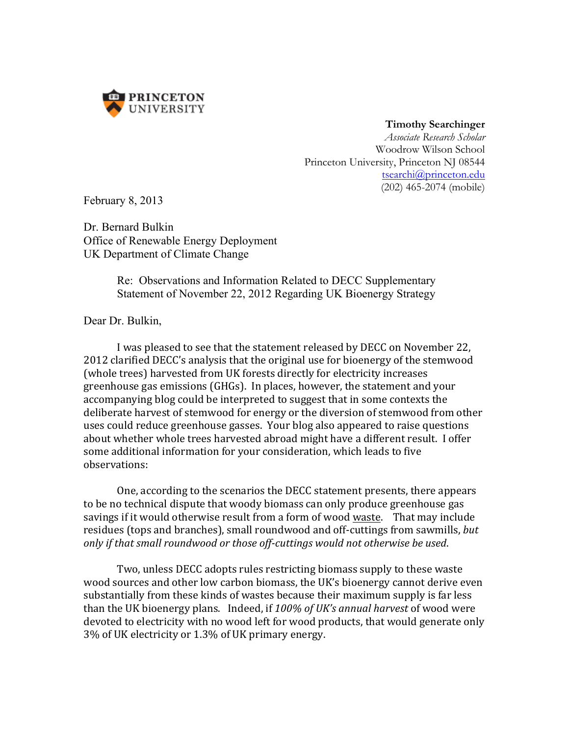PRINCETON UNIVERSITY

**Timothy Searchinger**
*Associate Research Scholar*
Woodrow Wilson School
Princeton University, Princeton NJ 08544
tsearchi@princeton.edu
(202) 465-2074 (mobile)

February 8, 2013

Dr. Bernard Bulkin
Office of Renewable Energy Deployment
UK Department of Climate Change

Re: Observations and Information Related to DECC Supplementary Statement of November 22, 2012 Regarding UK Bioenergy Strategy

Dear Dr. Bulkin,

I was pleased to see that the statement released by DECC on November 22, 2012 clarified DECC's analysis that the original use for bioenergy of the stemwood (whole trees) harvested from UK forests directly for electricity increases greenhouse gas emissions (GHGs). In places, however, the statement and your accompanying blog could be interpreted to suggest that in some contexts the deliberate harvest of stemwood for energy or the diversion of stemwood from other uses could reduce greenhouse gasses. Your blog also appeared to raise questions about whether whole trees harvested abroad might have a different result. I offer some additional information for your consideration, which leads to five observations:

One, according to the scenarios the DECC statement presents, there appears to be no technical dispute that woody biomass can only produce greenhouse gas savings if it would otherwise result from a form of wood waste. That may include residues (tops and branches), small roundwood and off-cuttings from sawmills, *but only if that small roundwood or those off-cuttings would not otherwise be used*.

Two, unless DECC adopts rules restricting biomass supply to these waste wood sources and other low carbon biomass, the UK's bioenergy cannot derive even substantially from these kinds of wastes because their maximum supply is far less than the UK bioenergy plans. Indeed, if *100% of UK's annual harvest* of wood were devoted to electricity with no wood left for wood products, that would generate only 3% of UK electricity or 1.3% of UK primary energy.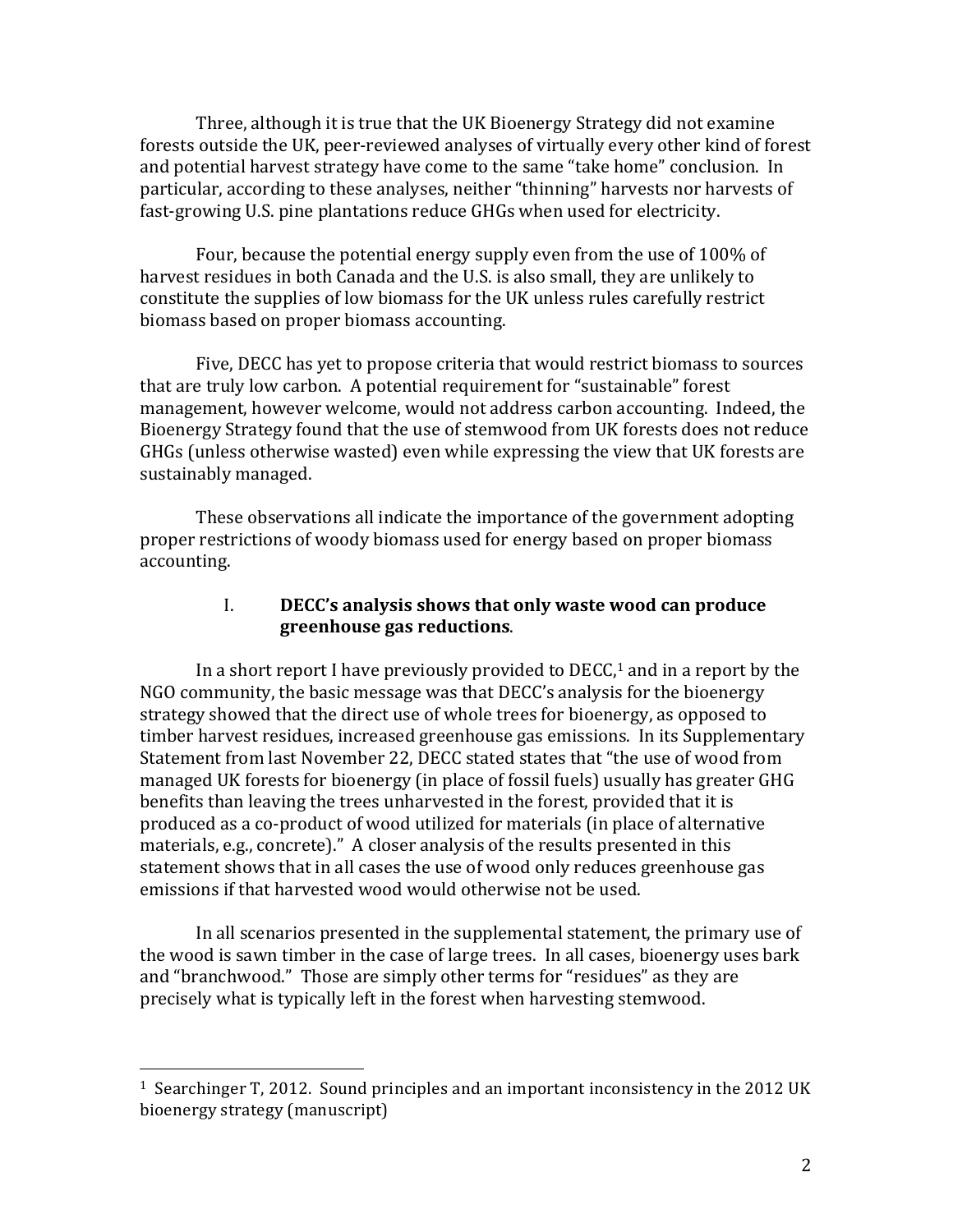Three, although it is true that the UK Bioenergy Strategy did not examine forests outside the UK, peer-reviewed analyses of virtually every other kind of forest and potential harvest strategy have come to the same "take home" conclusion. In particular, according to these analyses, neither "thinning" harvests nor harvests of fast-growing U.S. pine plantations reduce GHGs when used for electricity.

Four, because the potential energy supply even from the use of 100% of harvest residues in both Canada and the U.S. is also small, they are unlikely to constitute the supplies of low biomass for the UK unless rules carefully restrict biomass based on proper biomass accounting.

Five, DECC has yet to propose criteria that would restrict biomass to sources that are truly low carbon. A potential requirement for "sustainable" forest management, however welcome, would not address carbon accounting. Indeed, the Bioenergy Strategy found that the use of stemwood from UK forests does not reduce GHGs (unless otherwise wasted) even while expressing the view that UK forests are sustainably managed.

These observations all indicate the importance of the government adopting proper restrictions of woody biomass used for energy based on proper biomass accounting.

## I. DECC's analysis shows that only waste wood can produce greenhouse gas reductions.

In a short report I have previously provided to DECC,[1] and in a report by the NGO community, the basic message was that DECC's analysis for the bioenergy strategy showed that the direct use of whole trees for bioenergy, as opposed to timber harvest residues, increased greenhouse gas emissions. In its Supplementary Statement from last November 22, DECC stated states that "the use of wood from managed UK forests for bioenergy (in place of fossil fuels) usually has greater GHG benefits than leaving the trees unharvested in the forest, provided that it is produced as a co-product of wood utilized for materials (in place of alternative materials, e.g., concrete)." A closer analysis of the results presented in this statement shows that in all cases the use of wood only reduces greenhouse gas emissions if that harvested wood would otherwise not be used.

In all scenarios presented in the supplemental statement, the primary use of the wood is sawn timber in the case of large trees. In all cases, bioenergy uses bark and "branchwood." Those are simply other terms for "residues" as they are precisely what is typically left in the forest when harvesting stemwood.

---

[1] Searchinger T, 2012. Sound principles and an important inconsistency in the 2012 UK bioenergy strategy (manuscript)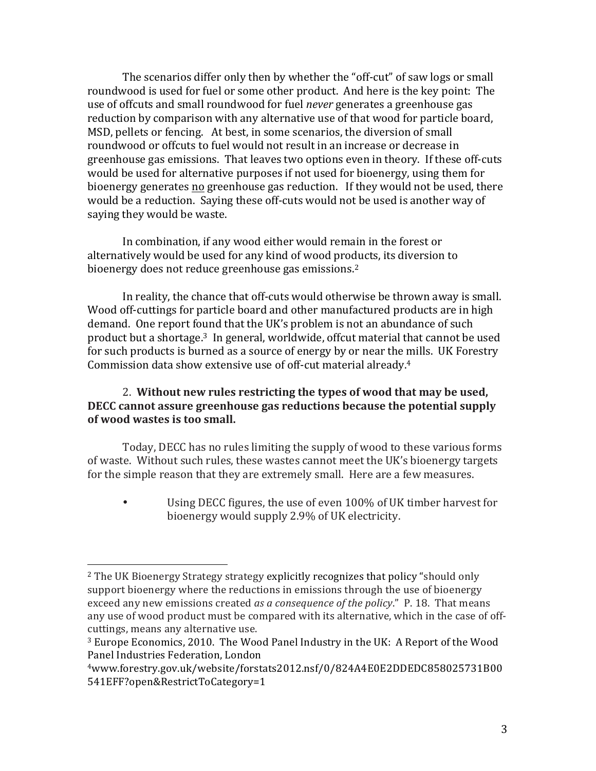The scenarios differ only then by whether the "off-cut" of saw logs or small roundwood is used for fuel or some other product. And here is the key point: The use of offcuts and small roundwood for fuel *never* generates a greenhouse gas reduction by comparison with any alternative use of that wood for particle board, MSD, pellets or fencing. At best, in some scenarios, the diversion of small roundwood or offcuts to fuel would not result in an increase or decrease in greenhouse gas emissions. That leaves two options even in theory. If these off-cuts would be used for alternative purposes if not used for bioenergy, using them for bioenergy generates no greenhouse gas reduction. If they would not be used, there would be a reduction. Saying these off-cuts would not be used is another way of saying they would be waste.

In combination, if any wood either would remain in the forest or alternatively would be used for any kind of wood products, its diversion to bioenergy does not reduce greenhouse gas emissions.[2]

In reality, the chance that off-cuts would otherwise be thrown away is small. Wood off-cuttings for particle board and other manufactured products are in high demand. One report found that the UK's problem is not an abundance of such product but a shortage.[3] In general, worldwide, offcut material that cannot be used for such products is burned as a source of energy by or near the mills. UK Forestry Commission data show extensive use of off-cut material already.[4]

2. **Without new rules restricting the types of wood that may be used, DECC cannot assure greenhouse gas reductions because the potential supply of wood wastes is too small.**

Today, DECC has no rules limiting the supply of wood to these various forms of waste. Without such rules, these wastes cannot meet the UK's bioenergy targets for the simple reason that they are extremely small. Here are a few measures.

- Using DECC figures, the use of even 100% of UK timber harvest for bioenergy would supply 2.9% of UK electricity.

---

[2] The UK Bioenergy Strategy strategy explicitly recognizes that policy "should only support bioenergy where the reductions in emissions through the use of bioenergy exceed any new emissions created *as a consequence of the policy*." P. 18. That means any use of wood product must be compared with its alternative, which in the case of off-cuttings, means any alternative use.

[3] Europe Economics, 2010. The Wood Panel Industry in the UK: A Report of the Wood Panel Industries Federation, London

[4] www.forestry.gov.uk/website/forstats2012.nsf/0/824A4E0E2DDEDC858025731B00541EFF?open&RestrictToCategory=1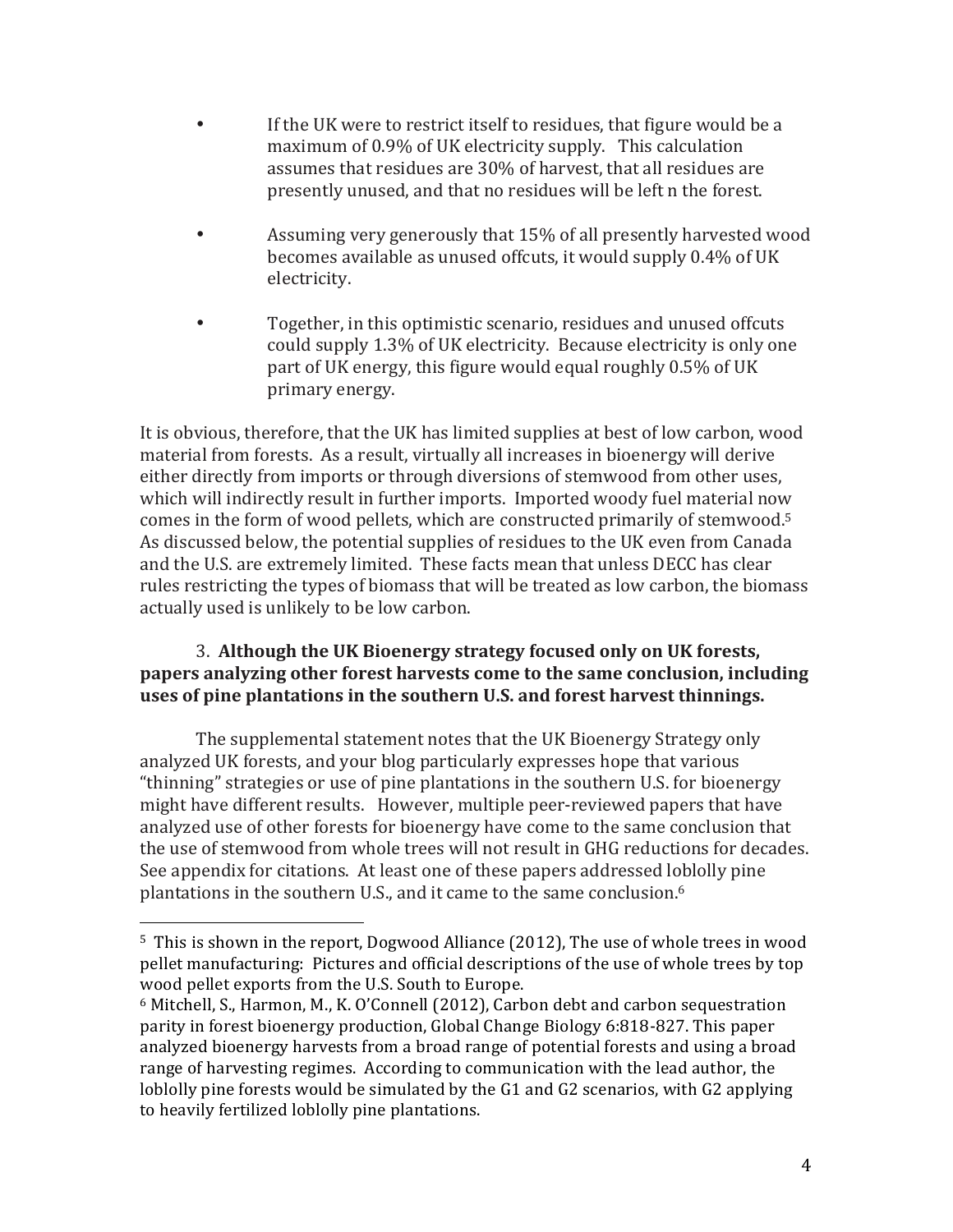- If the UK were to restrict itself to residues, that figure would be a maximum of 0.9% of UK electricity supply. This calculation assumes that residues are 30% of harvest, that all residues are presently unused, and that no residues will be left n the forest.

- Assuming very generously that 15% of all presently harvested wood becomes available as unused offcuts, it would supply 0.4% of UK electricity.

- Together, in this optimistic scenario, residues and unused offcuts could supply 1.3% of UK electricity. Because electricity is only one part of UK energy, this figure would equal roughly 0.5% of UK primary energy.

It is obvious, therefore, that the UK has limited supplies at best of low carbon, wood material from forests. As a result, virtually all increases in bioenergy will derive either directly from imports or through diversions of stemwood from other uses, which will indirectly result in further imports. Imported woody fuel material now comes in the form of wood pellets, which are constructed primarily of stemwood.[5] As discussed below, the potential supplies of residues to the UK even from Canada and the U.S. are extremely limited. These facts mean that unless DECC has clear rules restricting the types of biomass that will be treated as low carbon, the biomass actually used is unlikely to be low carbon.

3. **Although the UK Bioenergy strategy focused only on UK forests, papers analyzing other forest harvests come to the same conclusion, including uses of pine plantations in the southern U.S. and forest harvest thinnings.**

The supplemental statement notes that the UK Bioenergy Strategy only analyzed UK forests, and your blog particularly expresses hope that various "thinning" strategies or use of pine plantations in the southern U.S. for bioenergy might have different results. However, multiple peer-reviewed papers that have analyzed use of other forests for bioenergy have come to the same conclusion that the use of stemwood from whole trees will not result in GHG reductions for decades. See appendix for citations. At least one of these papers addressed loblolly pine plantations in the southern U.S., and it came to the same conclusion.[6]

---

[5] This is shown in the report, Dogwood Alliance (2012), The use of whole trees in wood pellet manufacturing: Pictures and official descriptions of the use of whole trees by top wood pellet exports from the U.S. South to Europe.

[6] Mitchell, S., Harmon, M., K. O'Connell (2012), Carbon debt and carbon sequestration parity in forest bioenergy production, Global Change Biology 6:818-827. This paper analyzed bioenergy harvests from a broad range of potential forests and using a broad range of harvesting regimes. According to communication with the lead author, the loblolly pine forests would be simulated by the G1 and G2 scenarios, with G2 applying to heavily fertilized loblolly pine plantations.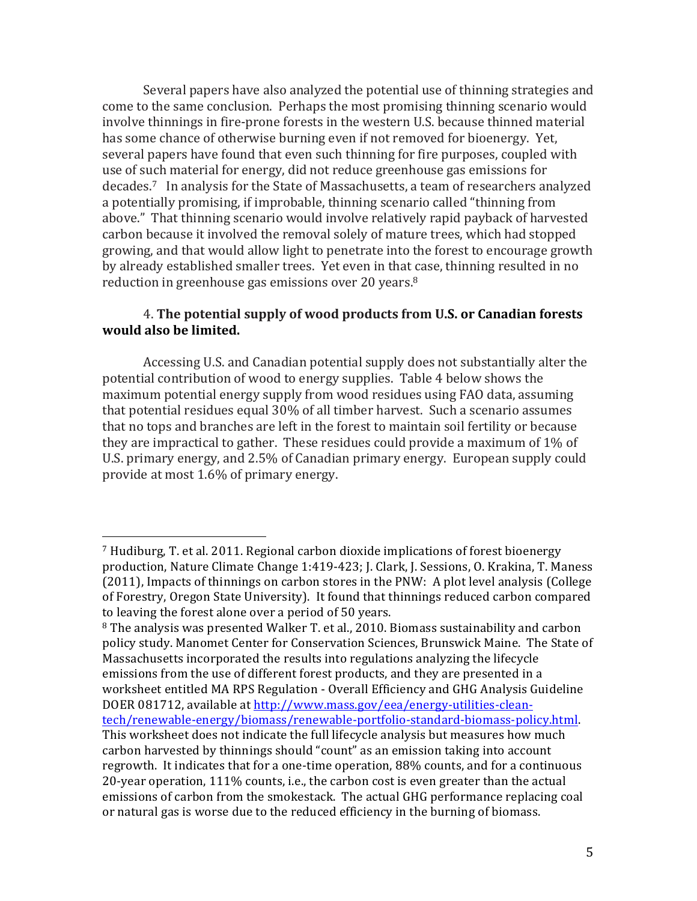Several papers have also analyzed the potential use of thinning strategies and come to the same conclusion. Perhaps the most promising thinning scenario would involve thinnings in fire-prone forests in the western U.S. because thinned material has some chance of otherwise burning even if not removed for bioenergy. Yet, several papers have found that even such thinning for fire purposes, coupled with use of such material for energy, did not reduce greenhouse gas emissions for decades.[7] In analysis for the State of Massachusetts, a team of researchers analyzed a potentially promising, if improbable, thinning scenario called "thinning from above." That thinning scenario would involve relatively rapid payback of harvested carbon because it involved the removal solely of mature trees, which had stopped growing, and that would allow light to penetrate into the forest to encourage growth by already established smaller trees. Yet even in that case, thinning resulted in no reduction in greenhouse gas emissions over 20 years.[8]

4. **The potential supply of wood products from U.S. or Canadian forests would also be limited.**

Accessing U.S. and Canadian potential supply does not substantially alter the potential contribution of wood to energy supplies. Table 4 below shows the maximum potential energy supply from wood residues using FAO data, assuming that potential residues equal 30% of all timber harvest. Such a scenario assumes that no tops and branches are left in the forest to maintain soil fertility or because they are impractical to gather. These residues could provide a maximum of 1% of U.S. primary energy, and 2.5% of Canadian primary energy. European supply could provide at most 1.6% of primary energy.

---

[7] Hudiburg, T. et al. 2011. Regional carbon dioxide implications of forest bioenergy production, Nature Climate Change 1:419-423; J. Clark, J. Sessions, O. Krakina, T. Maness (2011), Impacts of thinnings on carbon stores in the PNW: A plot level analysis (College of Forestry, Oregon State University). It found that thinnings reduced carbon compared to leaving the forest alone over a period of 50 years.

[8] The analysis was presented Walker T. et al., 2010. Biomass sustainability and carbon policy study. Manomet Center for Conservation Sciences, Brunswick Maine. The State of Massachusetts incorporated the results into regulations analyzing the lifecycle emissions from the use of different forest products, and they are presented in a worksheet entitled MA RPS Regulation - Overall Efficiency and GHG Analysis Guideline DOER 081712, available at http://www.mass.gov/eea/energy-utilities-clean-tech/renewable-energy/biomass/renewable-portfolio-standard-biomass-policy.html. This worksheet does not indicate the full lifecycle analysis but measures how much carbon harvested by thinnings should "count" as an emission taking into account regrowth. It indicates that for a one-time operation, 88% counts, and for a continuous 20-year operation, 111% counts, i.e., the carbon cost is even greater than the actual emissions of carbon from the smokestack. The actual GHG performance replacing coal or natural gas is worse due to the reduced efficiency in the burning of biomass.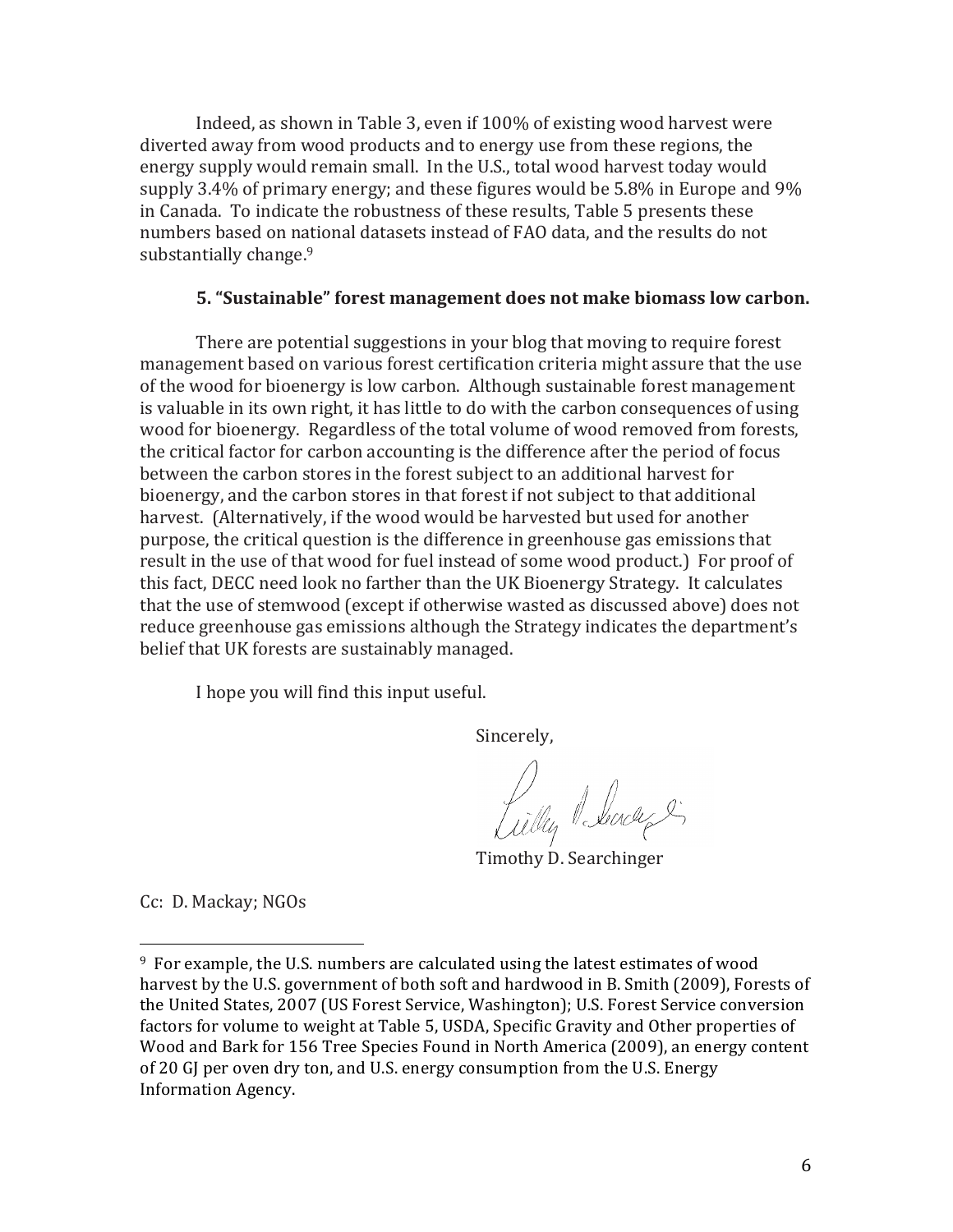Indeed, as shown in Table 3, even if 100% of existing wood harvest were diverted away from wood products and to energy use from these regions, the energy supply would remain small. In the U.S., total wood harvest today would supply 3.4% of primary energy; and these figures would be 5.8% in Europe and 9% in Canada. To indicate the robustness of these results, Table 5 presents these numbers based on national datasets instead of FAO data, and the results do not substantially change.[9]

### 5. "Sustainable" forest management does not make biomass low carbon.

There are potential suggestions in your blog that moving to require forest management based on various forest certification criteria might assure that the use of the wood for bioenergy is low carbon. Although sustainable forest management is valuable in its own right, it has little to do with the carbon consequences of using wood for bioenergy. Regardless of the total volume of wood removed from forests, the critical factor for carbon accounting is the difference after the period of focus between the carbon stores in the forest subject to an additional harvest for bioenergy, and the carbon stores in that forest if not subject to that additional harvest. (Alternatively, if the wood would be harvested but used for another purpose, the critical question is the difference in greenhouse gas emissions that result in the use of that wood for fuel instead of some wood product.) For proof of this fact, DECC need look no farther than the UK Bioenergy Strategy. It calculates that the use of stemwood (except if otherwise wasted as discussed above) does not reduce greenhouse gas emissions although the Strategy indicates the department's belief that UK forests are sustainably managed.

I hope you will find this input useful.

Sincerely,

Timothy D. Searchinger

Cc: D. Mackay; NGOs

---

[9] For example, the U.S. numbers are calculated using the latest estimates of wood harvest by the U.S. government of both soft and hardwood in B. Smith (2009), Forests of the United States, 2007 (US Forest Service, Washington); U.S. Forest Service conversion factors for volume to weight at Table 5, USDA, Specific Gravity and Other properties of Wood and Bark for 156 Tree Species Found in North America (2009), an energy content of 20 GJ per oven dry ton, and U.S. energy consumption from the U.S. Energy Information Agency.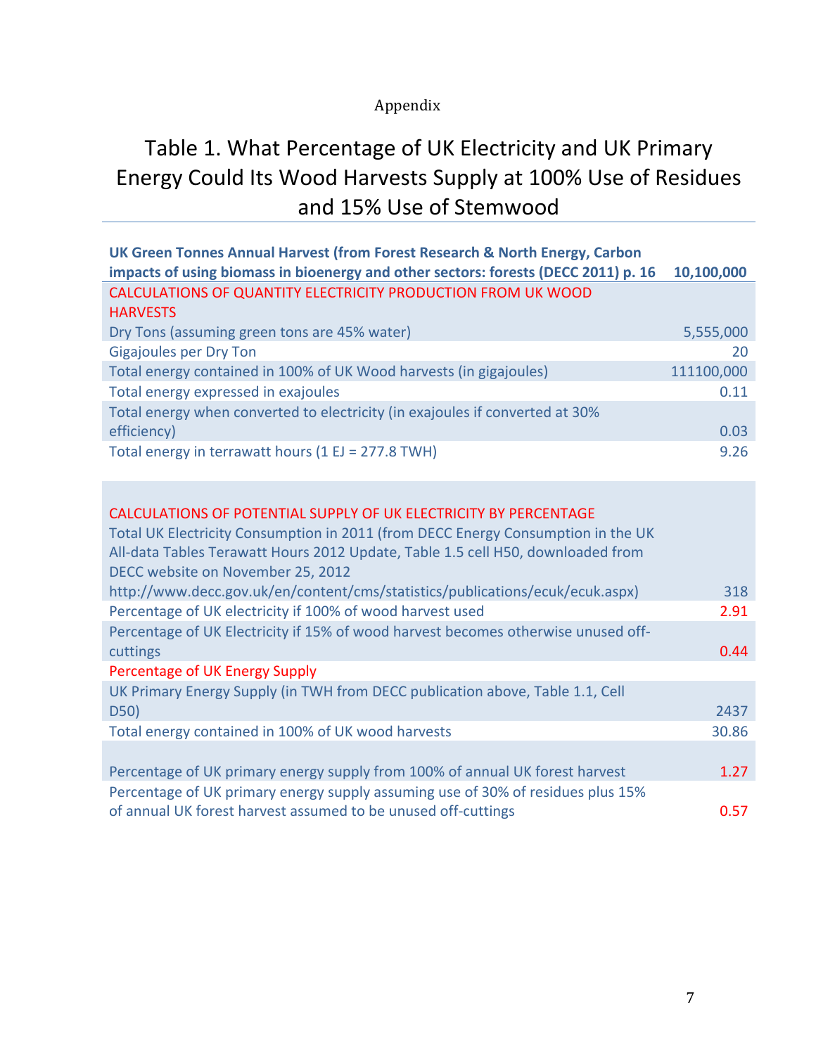Appendix

# Table 1. What Percentage of UK Electricity and UK Primary Energy Could Its Wood Harvests Supply at 100% Use of Residues and 15% Use of Stemwood

| **UK Green Tonnes Annual Harvest (from Forest Research & North Energy, Carbon impacts of using biomass in bioenergy and other sectors: forests (DECC 2011) p. 16** | **10,100,000** |
|---|---|
| CALCULATIONS OF QUANTITY ELECTRICITY PRODUCTION FROM UK WOOD HARVESTS | |
| Dry Tons (assuming green tons are 45% water) | 5,555,000 |
| Gigajoules per Dry Ton | 20 |
| Total energy contained in 100% of UK Wood harvests (in gigajoules) | 111100,000 |
| Total energy expressed in exajoules | 0.11 |
| Total energy when converted to electricity (in exajoules if converted at 30% efficiency) | 0.03 |
| Total energy in terrawatt hours (1 EJ = 277.8 TWH) | 9.26 |
| | |
| CALCULATIONS OF POTENTIAL SUPPLY OF UK ELECTRICITY BY PERCENTAGE | |
| Total UK Electricity Consumption in 2011 (from DECC Energy Consumption in the UK All-data Tables Terawatt Hours 2012 Update, Table 1.5 cell H50, downloaded from DECC website on November 25, 2012 http://www.decc.gov.uk/en/content/cms/statistics/publications/ecuk/ecuk.aspx) | 318 |
| Percentage of UK electricity if 100% of wood harvest used | 2.91 |
| Percentage of UK Electricity if 15% of wood harvest becomes otherwise unused off-cuttings | 0.44 |
| Percentage of UK Energy Supply | |
| UK Primary Energy Supply (in TWH from DECC publication above, Table 1.1, Cell D50) | 2437 |
| Total energy contained in 100% of UK wood harvests | 30.86 |
| | |
| Percentage of UK primary energy supply from 100% of annual UK forest harvest | 1.27 |
| Percentage of UK primary energy supply assuming use of 30% of residues plus 15% of annual UK forest harvest assumed to be unused off-cuttings | 0.57 |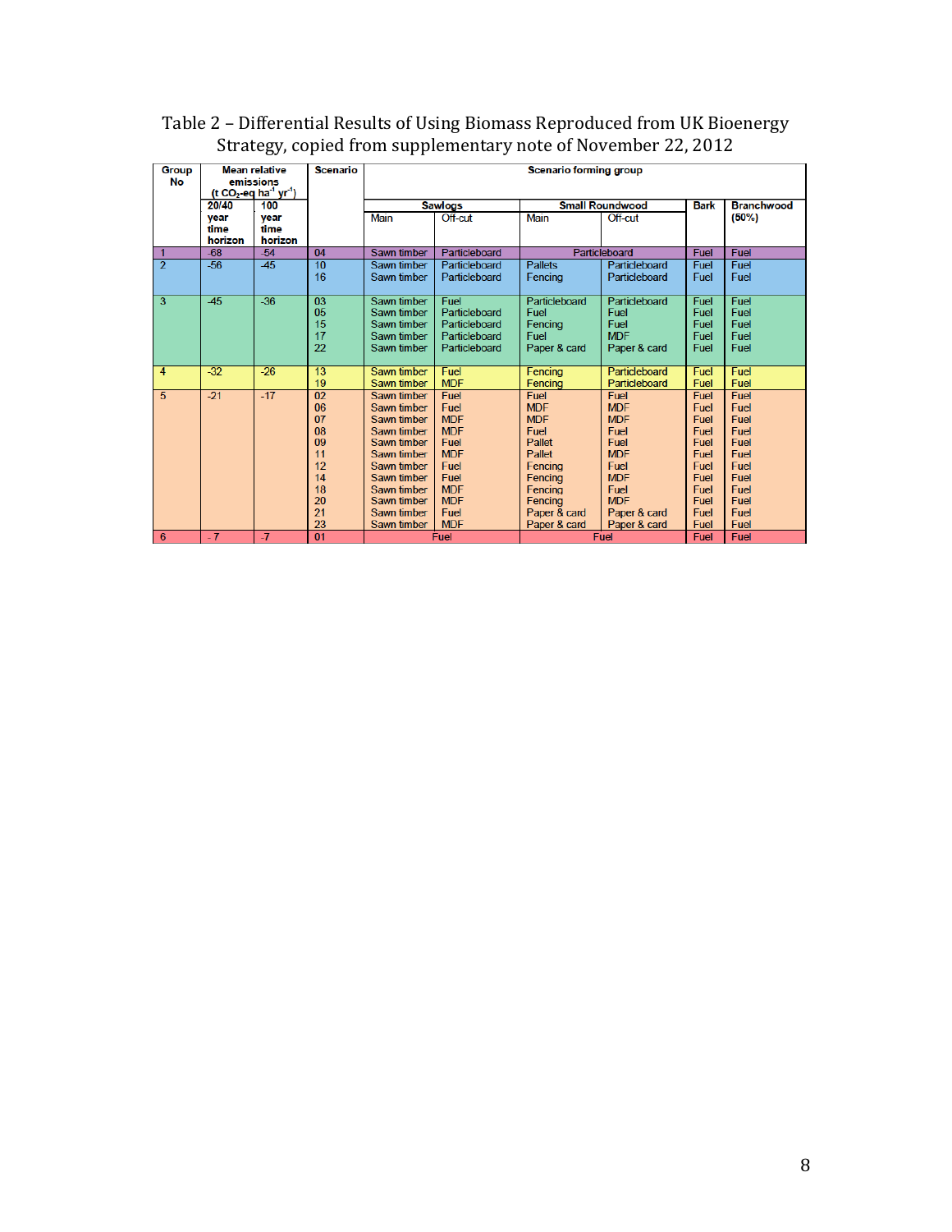Table 2 – Differential Results of Using Biomass Reproduced from UK Bioenergy Strategy, copied from supplementary note of November 22, 2012

| Group No | Mean relative emissions (t $CO_2$-eq $ha^{-1}$ $yr^{-1}$) | | Scenario | Scenario forming group | | | | | |
|---|---|---|---|---|---|---|---|---|---|
| | 20/40 year time horizon | 100 year time horizon | | Sawlogs | | Small Roundwood | | Bark | Branchwood (50%) |
| | | | | Main | Off-cut | Main | Off-cut | | |
| 1 | -68 | -54 | 04 | Sawn timber | Particleboard | Particleboard | | Fuel | Fuel |
| 2 | -56 | -45 | 10 | Sawn timber | Particleboard | Pallets | Particleboard | Fuel | Fuel |
| | | | 16 | Sawn timber | Particleboard | Fencing | Particleboard | Fuel | Fuel |
| 3 | -45 | -36 | 03 | Sawn timber | Fuel | Particleboard | Particleboard | Fuel | Fuel |
| | | | 05 | Sawn timber | Particleboard | Fuel | Fuel | Fuel | Fuel |
| | | | 15 | Sawn timber | Particleboard | Fencing | Fuel | Fuel | Fuel |
| | | | 17 | Sawn timber | Particleboard | Fuel | MDF | Fuel | Fuel |
| | | | 22 | Sawn timber | Particleboard | Paper & card | Paper & card | Fuel | Fuel |
| 4 | -32 | -26 | 13 | Sawn timber | Fuel | Fencing | Particleboard | Fuel | Fuel |
| | | | 19 | Sawn timber | MDF | Fencing | Particleboard | Fuel | Fuel |
| 5 | -21 | -17 | 02 | Sawn timber | Fuel | Fuel | Fuel | Fuel | Fuel |
| | | | 06 | Sawn timber | Fuel | MDF | MDF | Fuel | Fuel |
| | | | 07 | Sawn timber | MDF | MDF | MDF | Fuel | Fuel |
| | | | 08 | Sawn timber | MDF | Fuel | Fuel | Fuel | Fuel |
| | | | 09 | Sawn timber | Fuel | Pallet | Fuel | Fuel | Fuel |
| | | | 11 | Sawn timber | MDF | Pallet | MDF | Fuel | Fuel |
| | | | 12 | Sawn timber | Fuel | Fencing | Fuel | Fuel | Fuel |
| | | | 14 | Sawn timber | Fuel | Fencing | MDF | Fuel | Fuel |
| | | | 18 | Sawn timber | MDF | Fencing | Fuel | Fuel | Fuel |
| | | | 20 | Sawn timber | MDF | Fencing | MDF | Fuel | Fuel |
| | | | 21 | Sawn timber | Fuel | Paper & card | Paper & card | Fuel | Fuel |
| | | | 23 | Sawn timber | MDF | Paper & card | Paper & card | Fuel | Fuel |
| 6 | - 7 | -7 | 01 | Fuel | | Fuel | | Fuel | Fuel |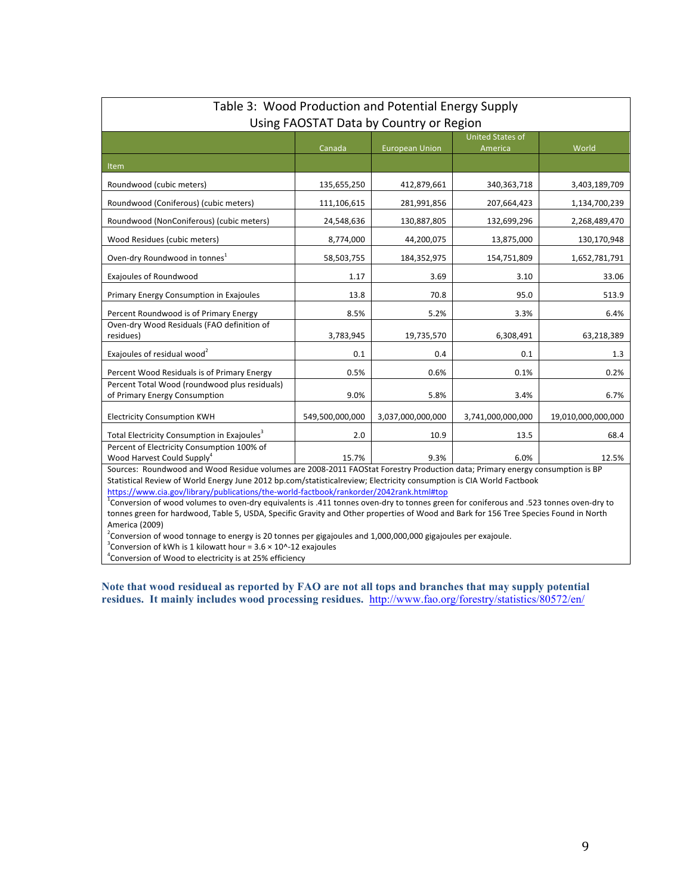| Table 3: Wood Production and Potential Energy Supply Using FAOSTAT Data by Country or Region | | | | |
|---|---|---|---|---|
| Item | Canada | European Union | United States of America | World |
| Roundwood (cubic meters) | 135,655,250 | 412,879,661 | 340,363,718 | 3,403,189,709 |
| Roundwood (Coniferous) (cubic meters) | 111,106,615 | 281,991,856 | 207,664,423 | 1,134,700,239 |
| Roundwood (NonConiferous) (cubic meters) | 24,548,636 | 130,887,805 | 132,699,296 | 2,268,489,470 |
| Wood Residues (cubic meters) | 8,774,000 | 44,200,075 | 13,875,000 | 130,170,948 |
| Oven-dry Roundwood in tonnes[1] | 58,503,755 | 184,352,975 | 154,751,809 | 1,652,781,791 |
| Exajoules of Roundwood | 1.17 | 3.69 | 3.10 | 33.06 |
| Primary Energy Consumption in Exajoules | 13.8 | 70.8 | 95.0 | 513.9 |
| Percent Roundwood is of Primary Energy | 8.5% | 5.2% | 3.3% | 6.4% |
| Oven-dry Wood Residuals (FAO definition of residues) | 3,783,945 | 19,735,570 | 6,308,491 | 63,218,389 |
| Exajoules of residual wood[2] | 0.1 | 0.4 | 0.1 | 1.3 |
| Percent Wood Residuals is of Primary Energy | 0.5% | 0.6% | 0.1% | 0.2% |
| Percent Total Wood (roundwood plus residuals) of Primary Energy Consumption | 9.0% | 5.8% | 3.4% | 6.7% |
| Electricity Consumption KWH | 549,500,000,000 | 3,037,000,000,000 | 3,741,000,000,000 | 19,010,000,000,000 |
| Total Electricity Consumption in Exajoules[3] | 2.0 | 10.9 | 13.5 | 68.4 |
| Percent of Electricity Consumption 100% of Wood Harvest Could Supply[4] | 15.7% | 9.3% | 6.0% | 12.5% |

Sources: Roundwood and Wood Residue volumes are 2008-2011 FAOStat Forestry Production data; Primary energy consumption is BP Statistical Review of World Energy June 2012 bp.com/statisticalreview; Electricity consumption is CIA World Factbook https://www.cia.gov/library/publications/the-world-factbook/rankorder/2042rank.html#top

[1]Conversion of wood volumes to oven-dry equivalents is .411 tonnes oven-dry to tonnes green for coniferous and .523 tonnes oven-dry to tonnes green for hardwood, Table 5, USDA, Specific Gravity and Other properties of Wood and Bark for 156 Tree Species Found in North America (2009)

[2]Conversion of wood tonnage to energy is 20 tonnes per gigajoules and 1,000,000,000 gigajoules per exajoule.

[3]Conversion of kWh is 1 kilowatt hour = $3.6 \times 10^{-12}$ exajoules

[4]Conversion of Wood to electricity is at 25% efficiency

**Note that wood residueal as reported by FAO are not all tops and branches that may supply potential residues. It mainly includes wood processing residues.** http://www.fao.org/forestry/statistics/80572/en/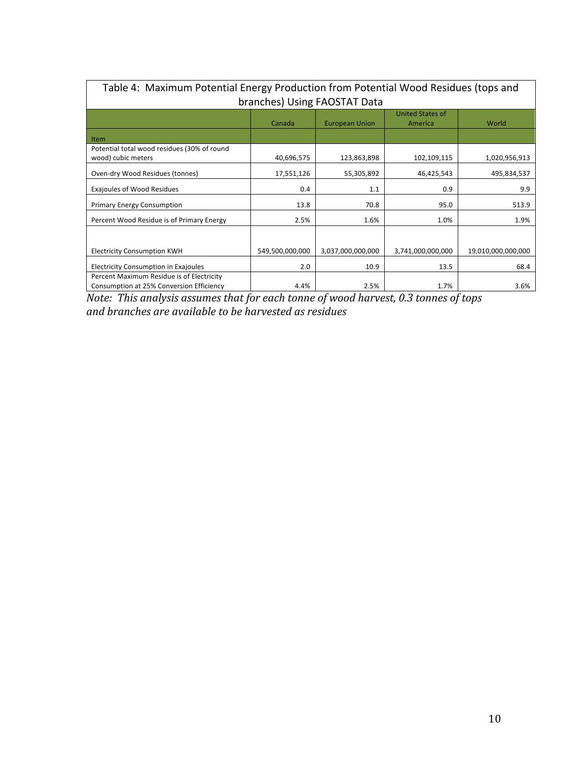Table 4: Maximum Potential Energy Production from Potential Wood Residues (tops and branches) Using FAOSTAT Data

| Item | Canada | European Union | United States of America | World |
|---|---|---|---|---|
| Potential total wood residues (30% of round wood) cubic meters | 40,696,575 | 123,863,898 | 102,109,115 | 1,020,956,913 |
| Oven-dry Wood Residues (tonnes) | 17,551,126 | 55,305,892 | 46,425,543 | 495,834,537 |
| Exajoules of Wood Residues | 0.4 | 1.1 | 0.9 | 9.9 |
| Primary Energy Consumption | 13.8 | 70.8 | 95.0 | 513.9 |
| Percent Wood Residue is of Primary Energy | 2.5% | 1.6% | 1.0% | 1.9% |
| | | | | |
| Electricity Consumption KWH | 549,500,000,000 | 3,037,000,000,000 | 3,741,000,000,000 | 19,010,000,000,000 |
| Electricity Consumption in Exajoules | 2.0 | 10.9 | 13.5 | 68.4 |
| Percent Maximum Residue is of Electricity Consumption at 25% Conversion Efficiency | 4.4% | 2.5% | 1.7% | 3.6% |

*Note: This analysis assumes that for each tonne of wood harvest, 0.3 tonnes of tops and branches are available to be harvested as residues*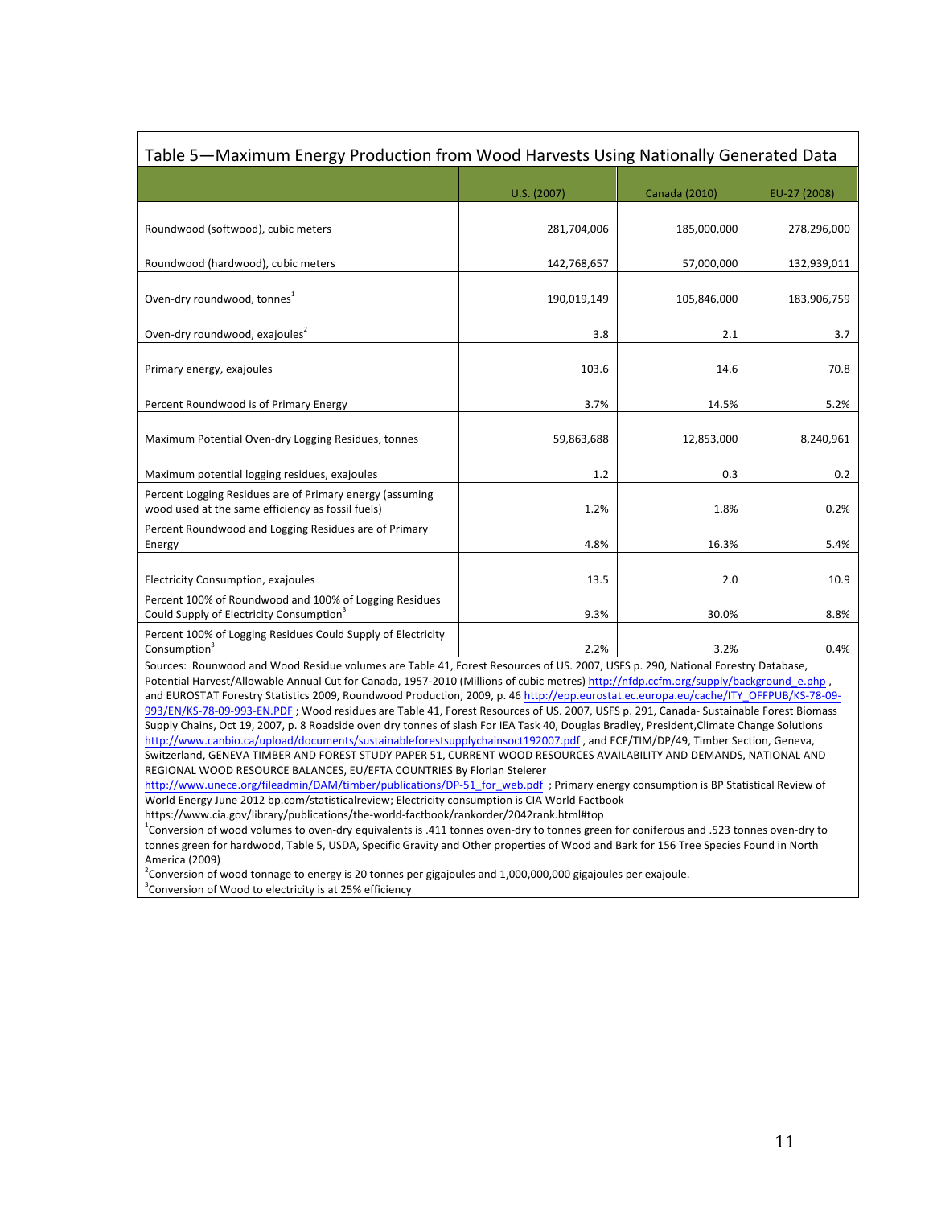Table 5—Maximum Energy Production from Wood Harvests Using Nationally Generated Data

| | U.S. (2007) | Canada (2010) | EU-27 (2008) |
|---|---|---|---|
| Roundwood (softwood), cubic meters | 281,704,006 | 185,000,000 | 278,296,000 |
| Roundwood (hardwood), cubic meters | 142,768,657 | 57,000,000 | 132,939,011 |
| Oven-dry roundwood, tonnes[1] | 190,019,149 | 105,846,000 | 183,906,759 |
| Oven-dry roundwood, exajoules[2] | 3.8 | 2.1 | 3.7 |
| Primary energy, exajoules | 103.6 | 14.6 | 70.8 |
| Percent Roundwood is of Primary Energy | 3.7% | 14.5% | 5.2% |
| Maximum Potential Oven-dry Logging Residues, tonnes | 59,863,688 | 12,853,000 | 8,240,961 |
| Maximum potential logging residues, exajoules | 1.2 | 0.3 | 0.2 |
| Percent Logging Residues are of Primary energy (assuming wood used at the same efficiency as fossil fuels) | 1.2% | 1.8% | 0.2% |
| Percent Roundwood and Logging Residues are of Primary Energy | 4.8% | 16.3% | 5.4% |
| Electricity Consumption, exajoules | 13.5 | 2.0 | 10.9 |
| Percent 100% of Roundwood and 100% of Logging Residues Could Supply of Electricity Consumption[3] | 9.3% | 30.0% | 8.8% |
| Percent 100% of Logging Residues Could Supply of Electricity Consumption[3] | 2.2% | 3.2% | 0.4% |

Sources: Rounwood and Wood Residue volumes are Table 41, Forest Resources of US. 2007, USFS p. 290, National Forestry Database, Potential Harvest/Allowable Annual Cut for Canada, 1957-2010 (Millions of cubic metres) http://nfdp.ccfm.org/supply/background_e.php , and EUROSTAT Forestry Statistics 2009, Roundwood Production, 2009, p. 46 http://epp.eurostat.ec.europa.eu/cache/ITY_OFFPUB/KS-78-09-993/EN/KS-78-09-993-EN.PDF ; Wood residues are Table 41, Forest Resources of US. 2007, USFS p. 291, Canada- Sustainable Forest Biomass Supply Chains, Oct 19, 2007, p. 8 Roadside oven dry tonnes of slash For IEA Task 40, Douglas Bradley, President,Climate Change Solutions http://www.canbio.ca/upload/documents/sustainableforestsupplychainsoct192007.pdf , and ECE/TIM/DP/49, Timber Section, Geneva, Switzerland, GENEVA TIMBER AND FOREST STUDY PAPER 51, CURRENT WOOD RESOURCES AVAILABILITY AND DEMANDS, NATIONAL AND REGIONAL WOOD RESOURCE BALANCES, EU/EFTA COUNTRIES By Florian Steierer http://www.unece.org/fileadmin/DAM/timber/publications/DP-51_for_web.pdf ; Primary energy consumption is BP Statistical Review of World Energy June 2012 bp.com/statisticalreview; Electricity consumption is CIA World Factbook https://www.cia.gov/library/publications/the-world-factbook/rankorder/2042rank.html#top

[1]Conversion of wood volumes to oven-dry equivalents is .411 tonnes oven-dry to tonnes green for coniferous and .523 tonnes oven-dry to tonnes green for hardwood, Table 5, USDA, Specific Gravity and Other properties of Wood and Bark for 156 Tree Species Found in North America (2009)

[2]Conversion of wood tonnage to energy is 20 tonnes per gigajoules and 1,000,000,000 gigajoules per exajoule.

[3]Conversion of Wood to electricity is at 25% efficiency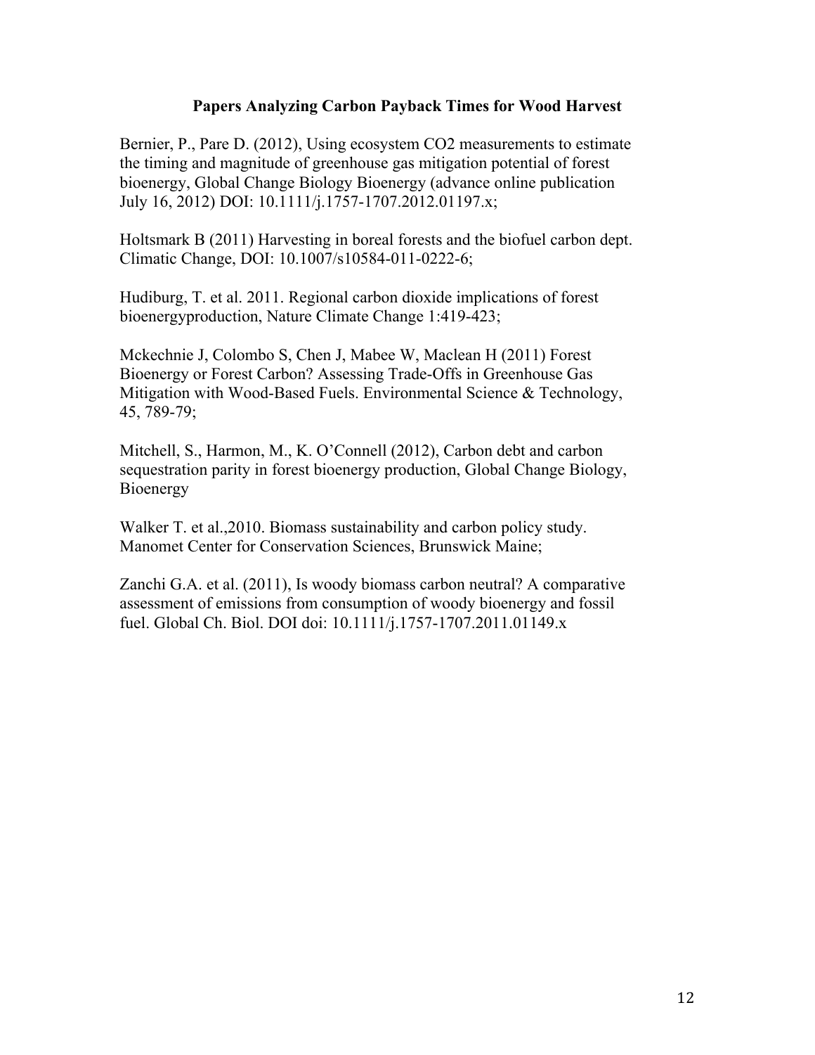**Papers Analyzing Carbon Payback Times for Wood Harvest**

Bernier, P., Pare D. (2012), Using ecosystem CO2 measurements to estimate the timing and magnitude of greenhouse gas mitigation potential of forest bioenergy, Global Change Biology Bioenergy (advance online publication July 16, 2012) DOI: 10.1111/j.1757-1707.2012.01197.x;

Holtsmark B (2011) Harvesting in boreal forests and the biofuel carbon dept. Climatic Change, DOI: 10.1007/s10584-011-0222-6;

Hudiburg, T. et al. 2011. Regional carbon dioxide implications of forest bioenergyproduction, Nature Climate Change 1:419-423;

Mckechnie J, Colombo S, Chen J, Mabee W, Maclean H (2011) Forest Bioenergy or Forest Carbon? Assessing Trade-Offs in Greenhouse Gas Mitigation with Wood-Based Fuels. Environmental Science & Technology, 45, 789-79;

Mitchell, S., Harmon, M., K. O'Connell (2012), Carbon debt and carbon sequestration parity in forest bioenergy production, Global Change Biology, Bioenergy

Walker T. et al.,2010. Biomass sustainability and carbon policy study. Manomet Center for Conservation Sciences, Brunswick Maine;

Zanchi G.A. et al. (2011), Is woody biomass carbon neutral? A comparative assessment of emissions from consumption of woody bioenergy and fossil fuel. Global Ch. Biol. DOI doi: 10.1111/j.1757-1707.2011.01149.x